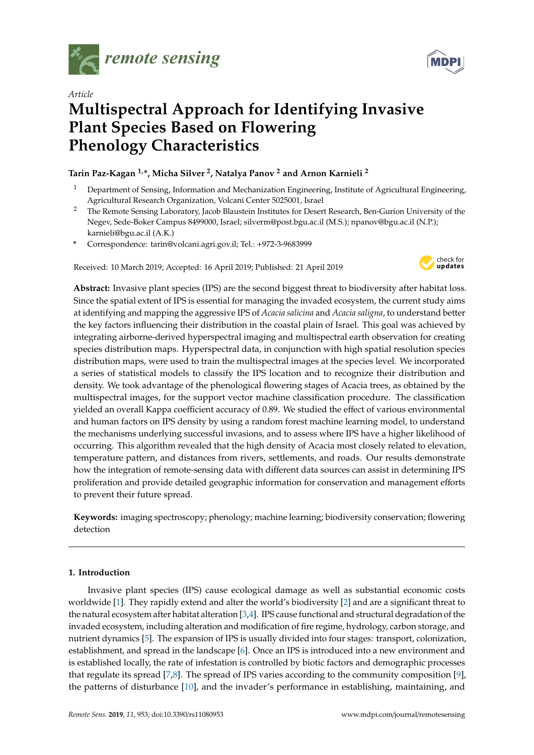*Article*

# Multispectral Approach for Identifying Invasive Plant Species Based on Flowering Phenology Characteristics

**Tarin Paz-Kagan [1,*], Micha Silver [2], Natalya Panov [2] and Arnon Karnieli [2]**

[1] Department of Sensing, Information and Mechanization Engineering, Institute of Agricultural Engineering, Agricultural Research Organization, Volcani Center 5025001, Israel

[2] The Remote Sensing Laboratory, Jacob Blaustein Institutes for Desert Research, Ben-Gurion University of the Negev, Sede-Boker Campus 8499000, Israel; silverm@post.bgu.ac.il (M.S.); npanov@bgu.ac.il (N.P.); karnieli@bgu.ac.il (A.K.)

\* Correspondence: tarin@volcani.agri.gov.il; Tel.: +972-3-9683999

Received: 10 March 2019; Accepted: 16 April 2019; Published: 21 April 2019

**Abstract:** Invasive plant species (IPS) are the second biggest threat to biodiversity after habitat loss. Since the spatial extent of IPS is essential for managing the invaded ecosystem, the current study aims at identifying and mapping the aggressive IPS of *Acacia salicina* and *Acacia saligna*, to understand better the key factors influencing their distribution in the coastal plain of Israel. This goal was achieved by integrating airborne-derived hyperspectral imaging and multispectral earth observation for creating species distribution maps. Hyperspectral data, in conjunction with high spatial resolution species distribution maps, were used to train the multispectral images at the species level. We incorporated a series of statistical models to classify the IPS location and to recognize their distribution and density. We took advantage of the phenological flowering stages of Acacia trees, as obtained by the multispectral images, for the support vector machine classification procedure. The classification yielded an overall Kappa coefficient accuracy of 0.89. We studied the effect of various environmental and human factors on IPS density by using a random forest machine learning model, to understand the mechanisms underlying successful invasions, and to assess where IPS have a higher likelihood of occurring. This algorithm revealed that the high density of Acacia most closely related to elevation, temperature pattern, and distances from rivers, settlements, and roads. Our results demonstrate how the integration of remote-sensing data with different data sources can assist in determining IPS proliferation and provide detailed geographic information for conservation and management efforts to prevent their future spread.

**Keywords:** imaging spectroscopy; phenology; machine learning; biodiversity conservation; flowering detection

## 1. Introduction

Invasive plant species (IPS) cause ecological damage as well as substantial economic costs worldwide [1]. They rapidly extend and alter the world's biodiversity [2] and are a significant threat to the natural ecosystem after habitat alteration [3,4]. IPS cause functional and structural degradation of the invaded ecosystem, including alteration and modification of fire regime, hydrology, carbon storage, and nutrient dynamics [5]. The expansion of IPS is usually divided into four stages: transport, colonization, establishment, and spread in the landscape [6]. Once an IPS is introduced into a new environment and is established locally, the rate of infestation is controlled by biotic factors and demographic processes that regulate its spread [7,8]. The spread of IPS varies according to the community composition [9], the patterns of disturbance [10], and the invader's performance in establishing, maintaining, and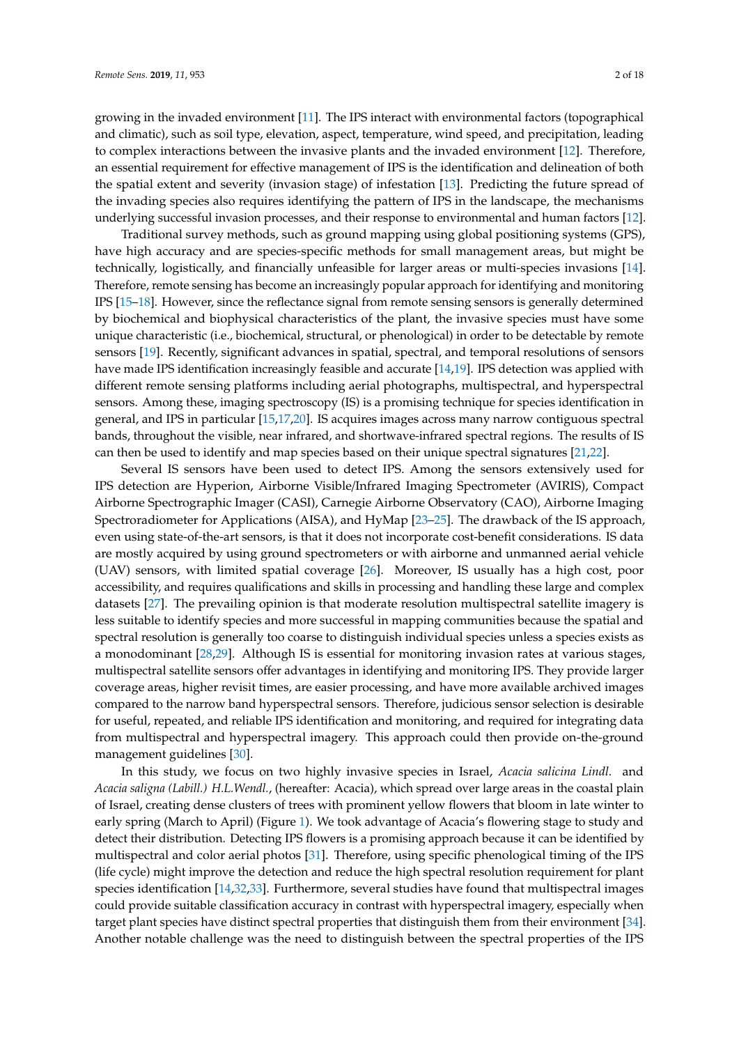growing in the invaded environment [11]. The IPS interact with environmental factors (topographical and climatic), such as soil type, elevation, aspect, temperature, wind speed, and precipitation, leading to complex interactions between the invasive plants and the invaded environment [12]. Therefore, an essential requirement for effective management of IPS is the identification and delineation of both the spatial extent and severity (invasion stage) of infestation [13]. Predicting the future spread of the invading species also requires identifying the pattern of IPS in the landscape, the mechanisms underlying successful invasion processes, and their response to environmental and human factors [12].

Traditional survey methods, such as ground mapping using global positioning systems (GPS), have high accuracy and are species-specific methods for small management areas, but might be technically, logistically, and financially unfeasible for larger areas or multi-species invasions [14]. Therefore, remote sensing has become an increasingly popular approach for identifying and monitoring IPS [15–18]. However, since the reflectance signal from remote sensing sensors is generally determined by biochemical and biophysical characteristics of the plant, the invasive species must have some unique characteristic (i.e., biochemical, structural, or phenological) in order to be detectable by remote sensors [19]. Recently, significant advances in spatial, spectral, and temporal resolutions of sensors have made IPS identification increasingly feasible and accurate [14,19]. IPS detection was applied with different remote sensing platforms including aerial photographs, multispectral, and hyperspectral sensors. Among these, imaging spectroscopy (IS) is a promising technique for species identification in general, and IPS in particular [15,17,20]. IS acquires images across many narrow contiguous spectral bands, throughout the visible, near infrared, and shortwave-infrared spectral regions. The results of IS can then be used to identify and map species based on their unique spectral signatures [21,22].

Several IS sensors have been used to detect IPS. Among the sensors extensively used for IPS detection are Hyperion, Airborne Visible/Infrared Imaging Spectrometer (AVIRIS), Compact Airborne Spectrographic Imager (CASI), Carnegie Airborne Observatory (CAO), Airborne Imaging Spectroradiometer for Applications (AISA), and HyMap [23–25]. The drawback of the IS approach, even using state-of-the-art sensors, is that it does not incorporate cost-benefit considerations. IS data are mostly acquired by using ground spectrometers or with airborne and unmanned aerial vehicle (UAV) sensors, with limited spatial coverage [26]. Moreover, IS usually has a high cost, poor accessibility, and requires qualifications and skills in processing and handling these large and complex datasets [27]. The prevailing opinion is that moderate resolution multispectral satellite imagery is less suitable to identify species and more successful in mapping communities because the spatial and spectral resolution is generally too coarse to distinguish individual species unless a species exists as a monodominant [28,29]. Although IS is essential for monitoring invasion rates at various stages, multispectral satellite sensors offer advantages in identifying and monitoring IPS. They provide larger coverage areas, higher revisit times, are easier processing, and have more available archived images compared to the narrow band hyperspectral sensors. Therefore, judicious sensor selection is desirable for useful, repeated, and reliable IPS identification and monitoring, and required for integrating data from multispectral and hyperspectral imagery. This approach could then provide on-the-ground management guidelines [30].

In this study, we focus on two highly invasive species in Israel, *Acacia salicina Lindl.* and *Acacia saligna (Labill.) H.L.Wendl.*, (hereafter: Acacia), which spread over large areas in the coastal plain of Israel, creating dense clusters of trees with prominent yellow flowers that bloom in late winter to early spring (March to April) (Figure 1). We took advantage of Acacia's flowering stage to study and detect their distribution. Detecting IPS flowers is a promising approach because it can be identified by multispectral and color aerial photos [31]. Therefore, using specific phenological timing of the IPS (life cycle) might improve the detection and reduce the high spectral resolution requirement for plant species identification [14,32,33]. Furthermore, several studies have found that multispectral images could provide suitable classification accuracy in contrast with hyperspectral imagery, especially when target plant species have distinct spectral properties that distinguish them from their environment [34]. Another notable challenge was the need to distinguish between the spectral properties of the IPS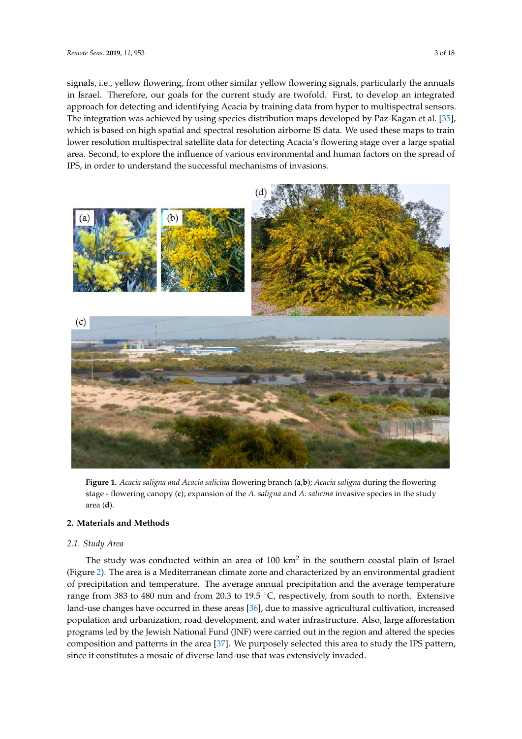signals, i.e., yellow flowering, from other similar yellow flowering signals, particularly the annuals in Israel. Therefore, our goals for the current study are twofold. First, to develop an integrated approach for detecting and identifying Acacia by training data from hyper to multispectral sensors. The integration was achieved by using species distribution maps developed by Paz-Kagan et al. [35], which is based on high spatial and spectral resolution airborne IS data. We used these maps to train lower resolution multispectral satellite data for detecting Acacia's flowering stage over a large spatial area. Second, to explore the influence of various environmental and human factors on the spread of IPS, in order to understand the successful mechanisms of invasions.

**Figure 1.** *Acacia saligna and Acacia salicina* flowering branch (**a**,**b**); *Acacia saligna* during the flowering stage - flowering canopy (**c**); expansion of the *A. saligna* and *A. salicina* invasive species in the study area (**d**).

## 2. Materials and Methods

### *2.1. Study Area*

The study was conducted within an area of 100 km$^2$ in the southern coastal plain of Israel (Figure 2). The area is a Mediterranean climate zone and characterized by an environmental gradient of precipitation and temperature. The average annual precipitation and the average temperature range from 383 to 480 mm and from 20.3 to 19.5 °C, respectively, from south to north. Extensive land-use changes have occurred in these areas [36], due to massive agricultural cultivation, increased population and urbanization, road development, and water infrastructure. Also, large afforestation programs led by the Jewish National Fund (JNF) were carried out in the region and altered the species composition and patterns in the area [37]. We purposely selected this area to study the IPS pattern, since it constitutes a mosaic of diverse land-use that was extensively invaded.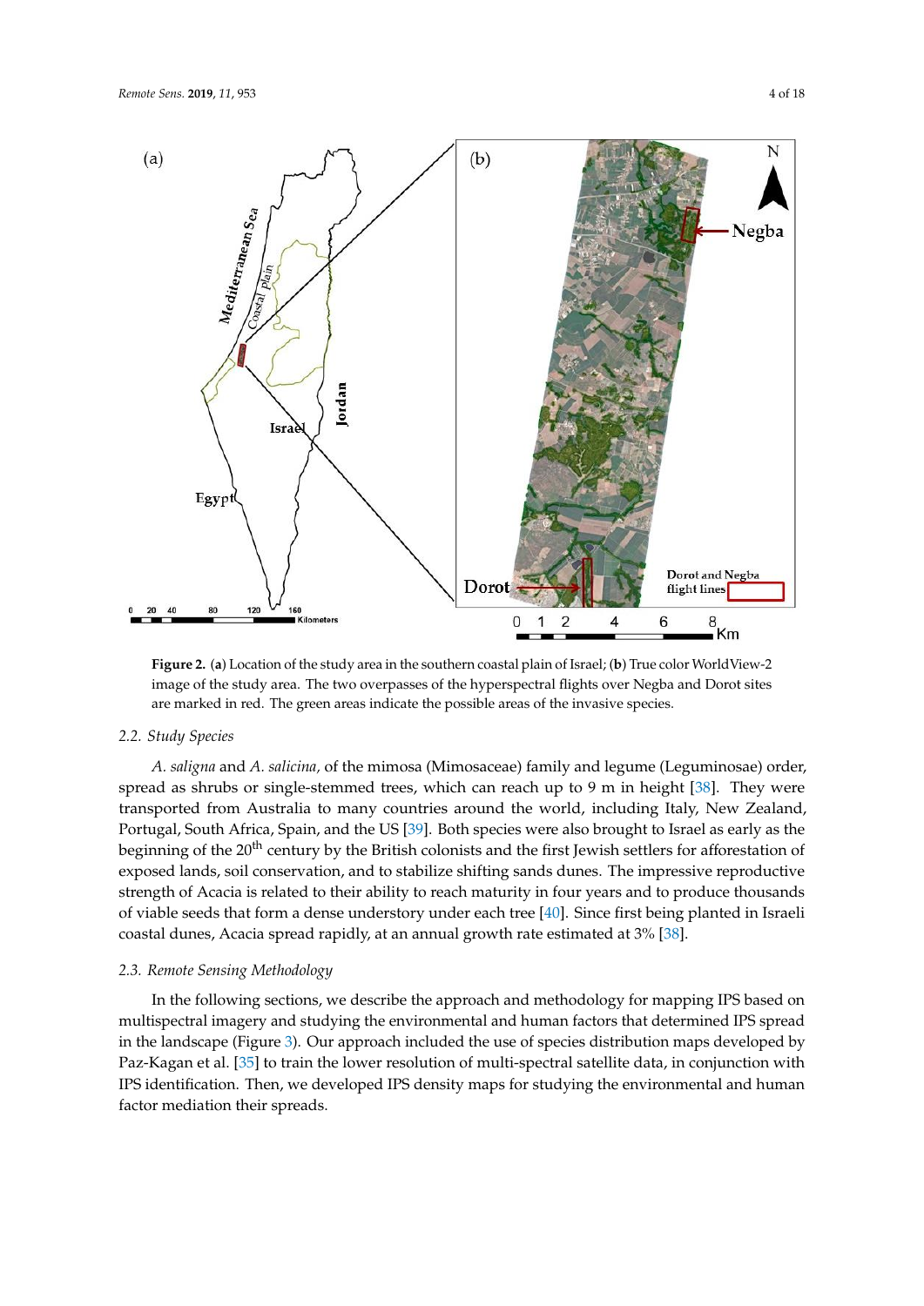**Figure 2.** (**a**) Location of the study area in the southern coastal plain of Israel; (**b**) True color WorldView-2 image of the study area. The two overpasses of the hyperspectral flights over Negba and Dorot sites are marked in red. The green areas indicate the possible areas of the invasive species.

### 2.2. Study Species

*A. saligna* and *A. salicina*, of the mimosa (Mimosaceae) family and legume (Leguminosae) order, spread as shrubs or single-stemmed trees, which can reach up to 9 m in height [38]. They were transported from Australia to many countries around the world, including Italy, New Zealand, Portugal, South Africa, Spain, and the US [39]. Both species were also brought to Israel as early as the beginning of the 20th century by the British colonists and the first Jewish settlers for afforestation of exposed lands, soil conservation, and to stabilize shifting sands dunes. The impressive reproductive strength of Acacia is related to their ability to reach maturity in four years and to produce thousands of viable seeds that form a dense understory under each tree [40]. Since first being planted in Israeli coastal dunes, Acacia spread rapidly, at an annual growth rate estimated at 3% [38].

### 2.3. Remote Sensing Methodology

In the following sections, we describe the approach and methodology for mapping IPS based on multispectral imagery and studying the environmental and human factors that determined IPS spread in the landscape (Figure 3). Our approach included the use of species distribution maps developed by Paz-Kagan et al. [35] to train the lower resolution of multi-spectral satellite data, in conjunction with IPS identification. Then, we developed IPS density maps for studying the environmental and human factor mediation their spreads.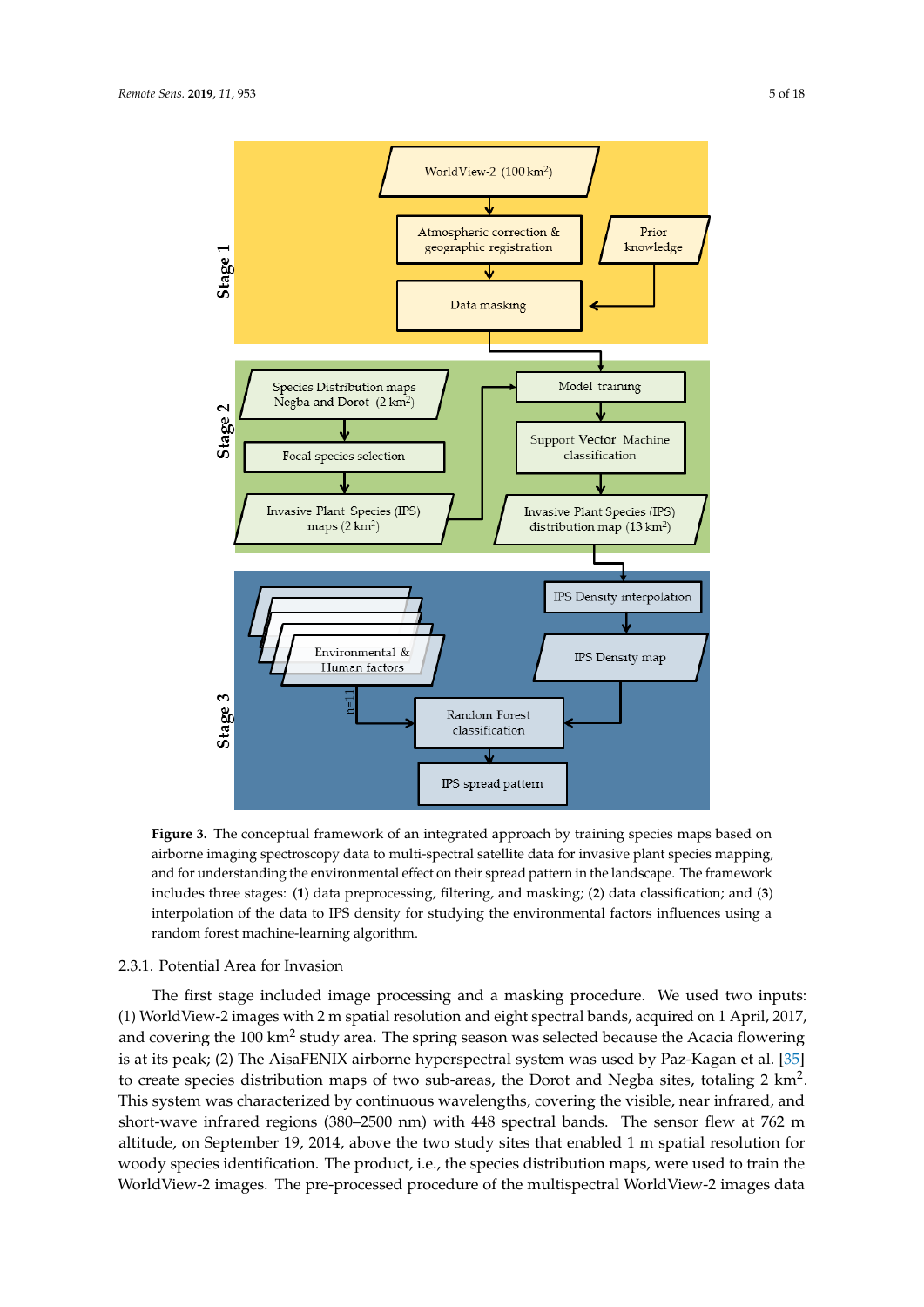**Figure 3.** The conceptual framework of an integrated approach by training species maps based on airborne imaging spectroscopy data to multi-spectral satellite data for invasive plant species mapping, and for understanding the environmental effect on their spread pattern in the landscape. The framework includes three stages: (**1**) data preprocessing, filtering, and masking; (**2**) data classification; and (**3**) interpolation of the data to IPS density for studying the environmental factors influences using a random forest machine-learning algorithm.

### 2.3.1. Potential Area for Invasion

The first stage included image processing and a masking procedure. We used two inputs: (1) WorldView-2 images with 2 m spatial resolution and eight spectral bands, acquired on 1 April, 2017, and covering the 100 km$^2$ study area. The spring season was selected because the Acacia flowering is at its peak; (2) The AisaFENIX airborne hyperspectral system was used by Paz-Kagan et al. [35] to create species distribution maps of two sub-areas, the Dorot and Negba sites, totaling 2 km$^2$. This system was characterized by continuous wavelengths, covering the visible, near infrared, and short-wave infrared regions (380–2500 nm) with 448 spectral bands. The sensor flew at 762 m altitude, on September 19, 2014, above the two study sites that enabled 1 m spatial resolution for woody species identification. The product, i.e., the species distribution maps, were used to train the WorldView-2 images. The pre-processed procedure of the multispectral WorldView-2 images data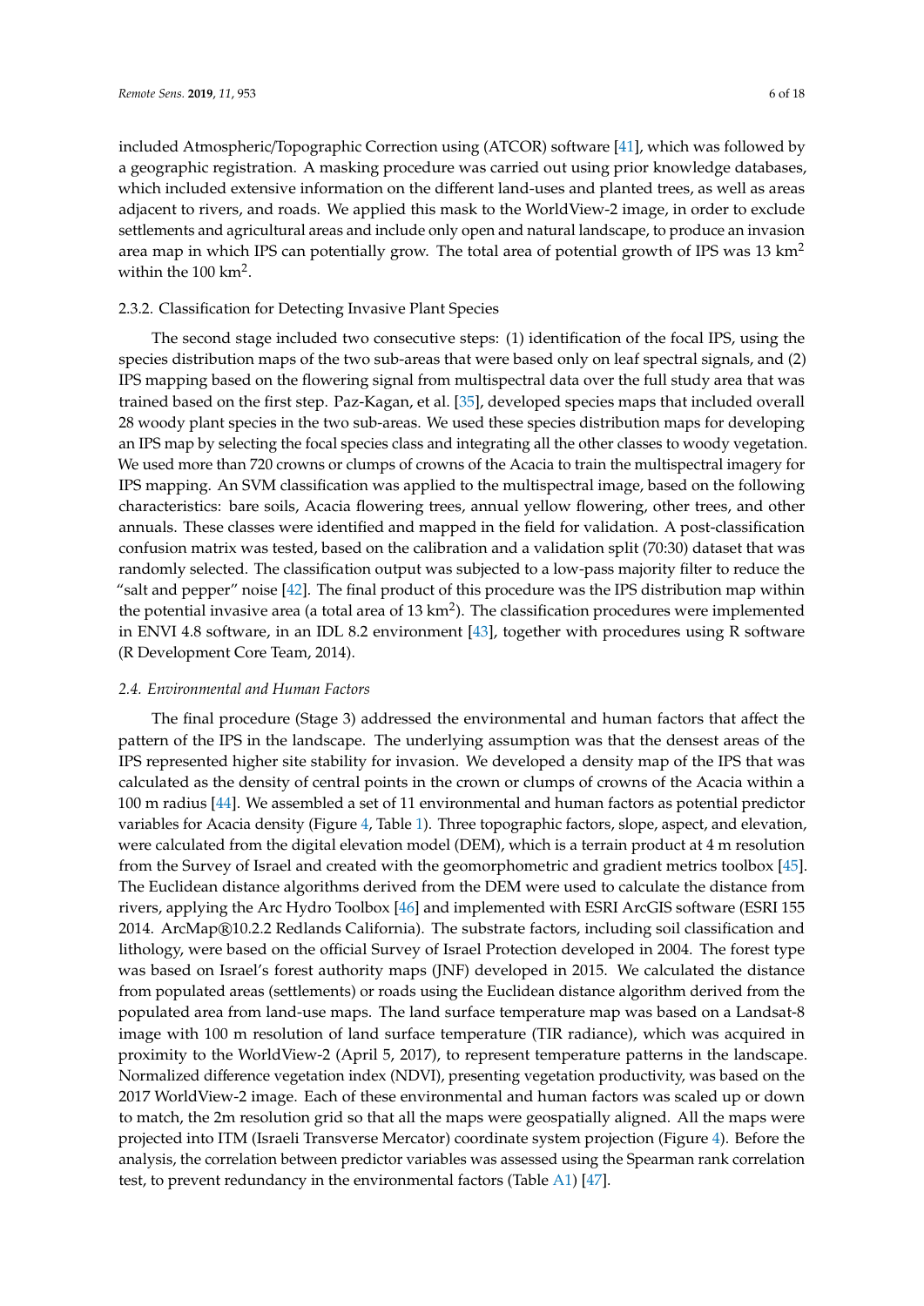included Atmospheric/Topographic Correction using (ATCOR) software [41], which was followed by a geographic registration. A masking procedure was carried out using prior knowledge databases, which included extensive information on the different land-uses and planted trees, as well as areas adjacent to rivers, and roads. We applied this mask to the WorldView-2 image, in order to exclude settlements and agricultural areas and include only open and natural landscape, to produce an invasion area map in which IPS can potentially grow. The total area of potential growth of IPS was 13 $km^2$ within the 100 $km^2$.

#### 2.3.2. Classification for Detecting Invasive Plant Species

The second stage included two consecutive steps: (1) identification of the focal IPS, using the species distribution maps of the two sub-areas that were based only on leaf spectral signals, and (2) IPS mapping based on the flowering signal from multispectral data over the full study area that was trained based on the first step. Paz-Kagan, et al. [35], developed species maps that included overall 28 woody plant species in the two sub-areas. We used these species distribution maps for developing an IPS map by selecting the focal species class and integrating all the other classes to woody vegetation. We used more than 720 crowns or clumps of crowns of the Acacia to train the multispectral imagery for IPS mapping. An SVM classification was applied to the multispectral image, based on the following characteristics: bare soils, Acacia flowering trees, annual yellow flowering, other trees, and other annuals. These classes were identified and mapped in the field for validation. A post-classification confusion matrix was tested, based on the calibration and a validation split (70:30) dataset that was randomly selected. The classification output was subjected to a low-pass majority filter to reduce the "salt and pepper" noise [42]. The final product of this procedure was the IPS distribution map within the potential invasive area (a total area of 13 $km^2$). The classification procedures were implemented in ENVI 4.8 software, in an IDL 8.2 environment [43], together with procedures using R software (R Development Core Team, 2014).

### *2.4. Environmental and Human Factors*

The final procedure (Stage 3) addressed the environmental and human factors that affect the pattern of the IPS in the landscape. The underlying assumption was that the densest areas of the IPS represented higher site stability for invasion. We developed a density map of the IPS that was calculated as the density of central points in the crown or clumps of crowns of the Acacia within a 100 m radius [44]. We assembled a set of 11 environmental and human factors as potential predictor variables for Acacia density (Figure 4, Table 1). Three topographic factors, slope, aspect, and elevation, were calculated from the digital elevation model (DEM), which is a terrain product at 4 m resolution from the Survey of Israel and created with the geomorphometric and gradient metrics toolbox [45]. The Euclidean distance algorithms derived from the DEM were used to calculate the distance from rivers, applying the Arc Hydro Toolbox [46] and implemented with ESRI ArcGIS software (ESRI 155 2014. ArcMap®10.2.2 Redlands California). The substrate factors, including soil classification and lithology, were based on the official Survey of Israel Protection developed in 2004. The forest type was based on Israel's forest authority maps (JNF) developed in 2015. We calculated the distance from populated areas (settlements) or roads using the Euclidean distance algorithm derived from the populated area from land-use maps. The land surface temperature map was based on a Landsat-8 image with 100 m resolution of land surface temperature (TIR radiance), which was acquired in proximity to the WorldView-2 (April 5, 2017), to represent temperature patterns in the landscape. Normalized difference vegetation index (NDVI), presenting vegetation productivity, was based on the 2017 WorldView-2 image. Each of these environmental and human factors was scaled up or down to match, the 2m resolution grid so that all the maps were geospatially aligned. All the maps were projected into ITM (Israeli Transverse Mercator) coordinate system projection (Figure 4). Before the analysis, the correlation between predictor variables was assessed using the Spearman rank correlation test, to prevent redundancy in the environmental factors (Table A1) [47].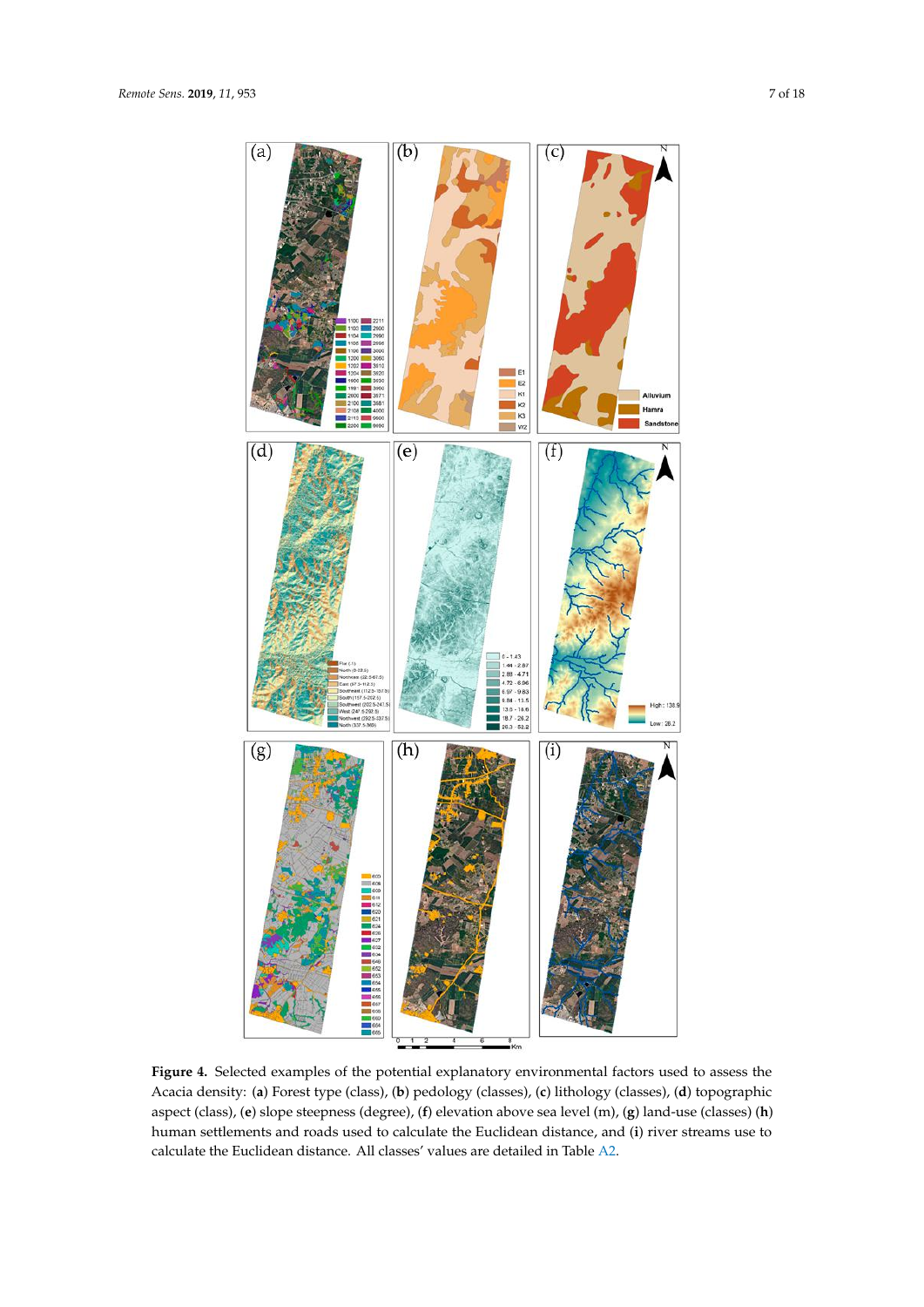**Figure 4.** Selected examples of the potential explanatory environmental factors used to assess the Acacia density: (**a**) Forest type (class), (**b**) pedology (classes), (**c**) lithology (classes), (**d**) topographic aspect (class), (**e**) slope steepness (degree), (**f**) elevation above sea level (m), (**g**) land-use (classes) (**h**) human settlements and roads used to calculate the Euclidean distance, and (**i**) river streams use to calculate the Euclidean distance. All classes' values are detailed in Table A2.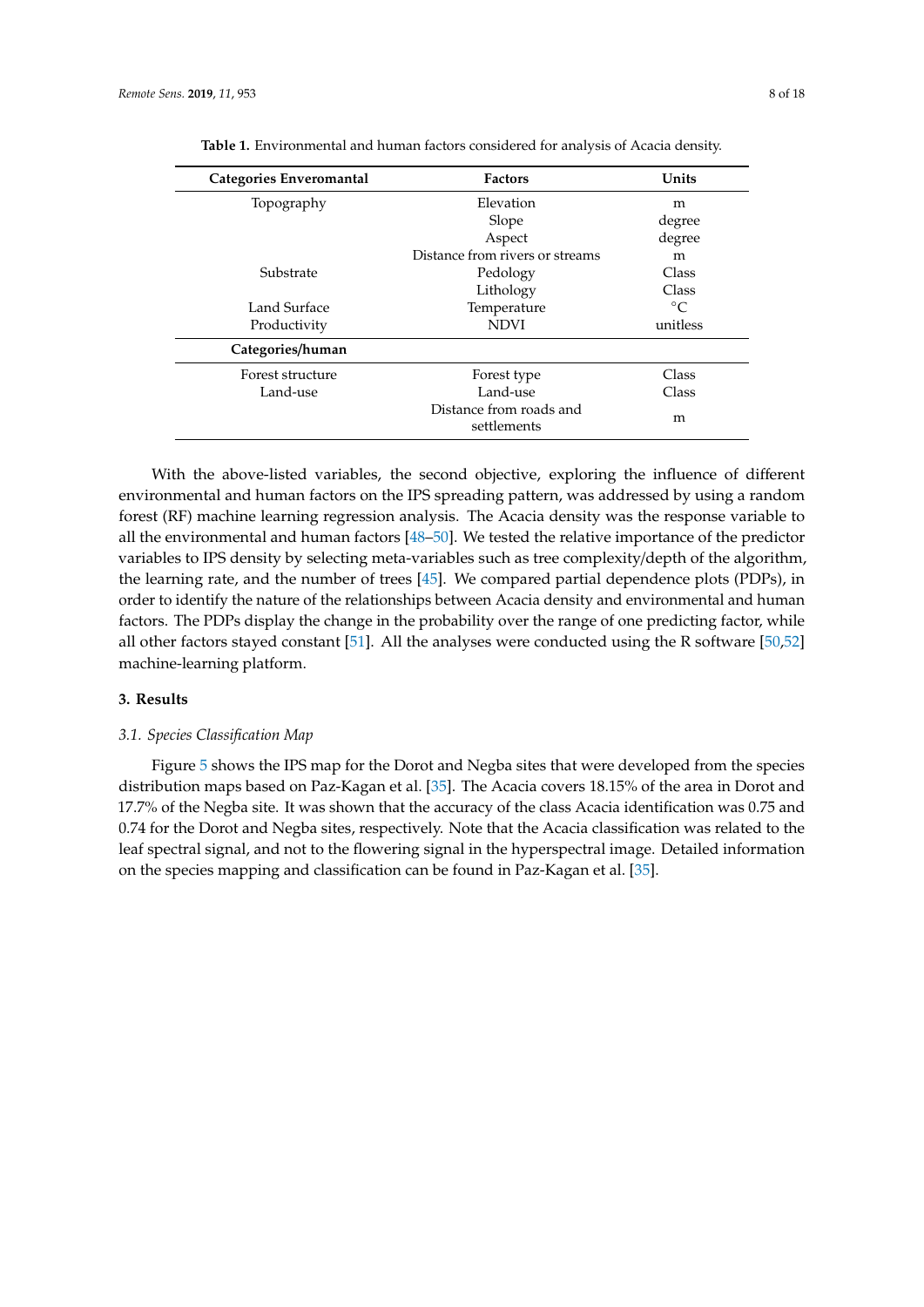**Table 1.** Environmental and human factors considered for analysis of Acacia density.

| Categories Enveromantal | Factors | Units |
| --- | --- | --- |
| Topography | Elevation | m |
| | Slope | degree |
| | Aspect | degree |
| | Distance from rivers or streams | m |
| Substrate | Pedology | Class |
| | Lithology | Class |
| Land Surface | Temperature | °C |
| Productivity | NDVI | unitless |
| **Categories/human** | | |
| Forest structure | Forest type | Class |
| Land-use | Land-use | Class |
| | Distance from roads and settlements | m |

With the above-listed variables, the second objective, exploring the influence of different environmental and human factors on the IPS spreading pattern, was addressed by using a random forest (RF) machine learning regression analysis. The Acacia density was the response variable to all the environmental and human factors [48–50]. We tested the relative importance of the predictor variables to IPS density by selecting meta-variables such as tree complexity/depth of the algorithm, the learning rate, and the number of trees [45]. We compared partial dependence plots (PDPs), in order to identify the nature of the relationships between Acacia density and environmental and human factors. The PDPs display the change in the probability over the range of one predicting factor, while all other factors stayed constant [51]. All the analyses were conducted using the R software [50,52] machine-learning platform.

## 3. Results

### *3.1. Species Classification Map*

Figure 5 shows the IPS map for the Dorot and Negba sites that were developed from the species distribution maps based on Paz-Kagan et al. [35]. The Acacia covers 18.15% of the area in Dorot and 17.7% of the Negba site. It was shown that the accuracy of the class Acacia identification was 0.75 and 0.74 for the Dorot and Negba sites, respectively. Note that the Acacia classification was related to the leaf spectral signal, and not to the flowering signal in the hyperspectral image. Detailed information on the species mapping and classification can be found in Paz-Kagan et al. [35].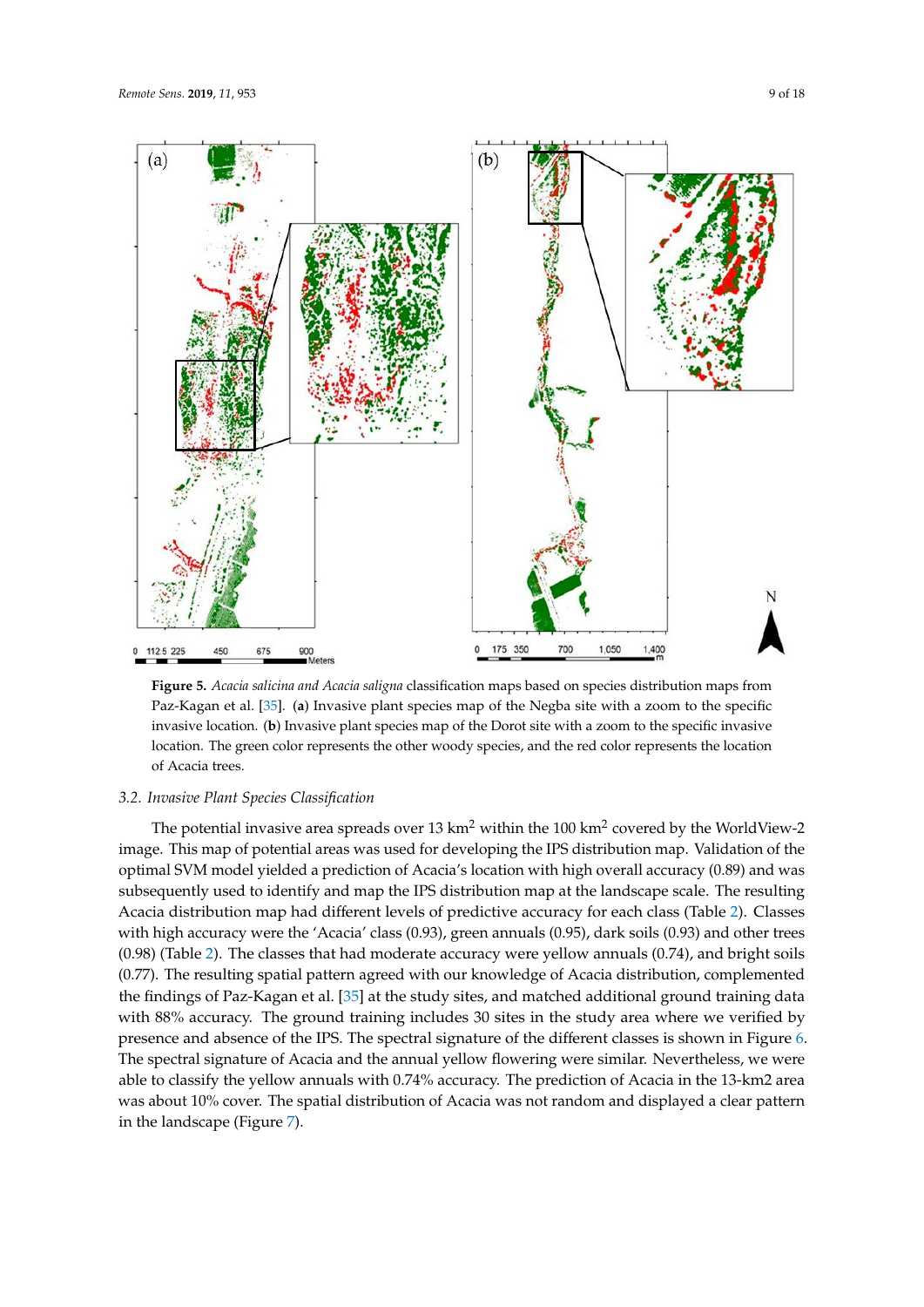**Figure 5.** *Acacia salicina and Acacia saligna* classification maps based on species distribution maps from Paz-Kagan et al. [35]. (**a**) Invasive plant species map of the Negba site with a zoom to the specific invasive location. (**b**) Invasive plant species map of the Dorot site with a zoom to the specific invasive location. The green color represents the other woody species, and the red color represents the location of Acacia trees.

### 3.2. Invasive Plant Species Classification

The potential invasive area spreads over 13 km$^2$ within the 100 km$^2$ covered by the WorldView-2 image. This map of potential areas was used for developing the IPS distribution map. Validation of the optimal SVM model yielded a prediction of Acacia's location with high overall accuracy (0.89) and was subsequently used to identify and map the IPS distribution map at the landscape scale. The resulting Acacia distribution map had different levels of predictive accuracy for each class (Table 2). Classes with high accuracy were the 'Acacia' class (0.93), green annuals (0.95), dark soils (0.93) and other trees (0.98) (Table 2). The classes that had moderate accuracy were yellow annuals (0.74), and bright soils (0.77). The resulting spatial pattern agreed with our knowledge of Acacia distribution, complemented the findings of Paz-Kagan et al. [35] at the study sites, and matched additional ground training data with 88% accuracy. The ground training includes 30 sites in the study area where we verified by presence and absence of the IPS. The spectral signature of the different classes is shown in Figure 6. The spectral signature of Acacia and the annual yellow flowering were similar. Nevertheless, we were able to classify the yellow annuals with 0.74% accuracy. The prediction of Acacia in the 13-km2 area was about 10% cover. The spatial distribution of Acacia was not random and displayed a clear pattern in the landscape (Figure 7).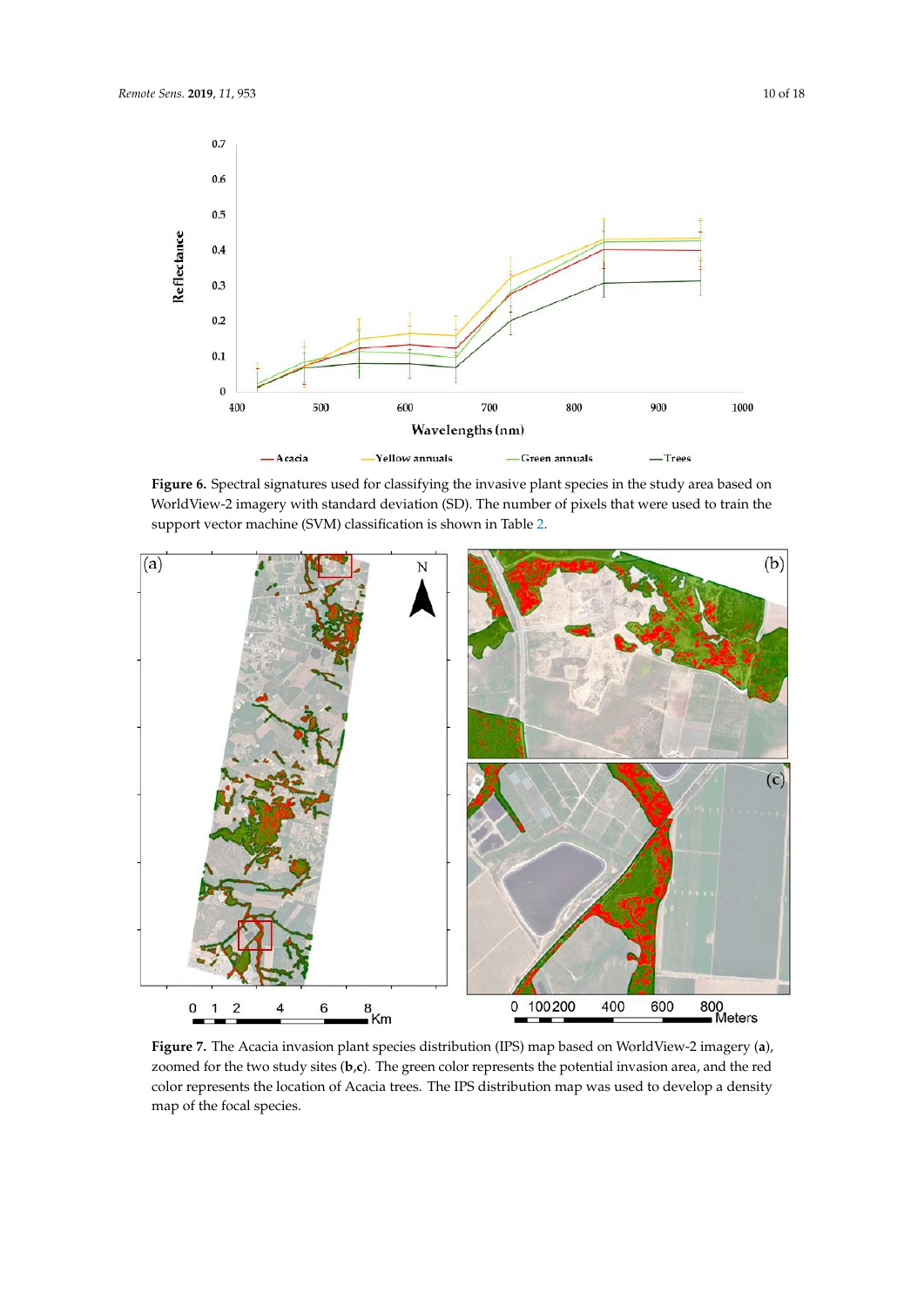**Figure 6.** Spectral signatures used for classifying the invasive plant species in the study area based on WorldView-2 imagery with standard deviation (SD). The number of pixels that were used to train the support vector machine (SVM) classification is shown in Table 2.

**Figure 7.** The Acacia invasion plant species distribution (IPS) map based on WorldView-2 imagery (**a**), zoomed for the two study sites (**b**,**c**). The green color represents the potential invasion area, and the red color represents the location of Acacia trees. The IPS distribution map was used to develop a density map of the focal species.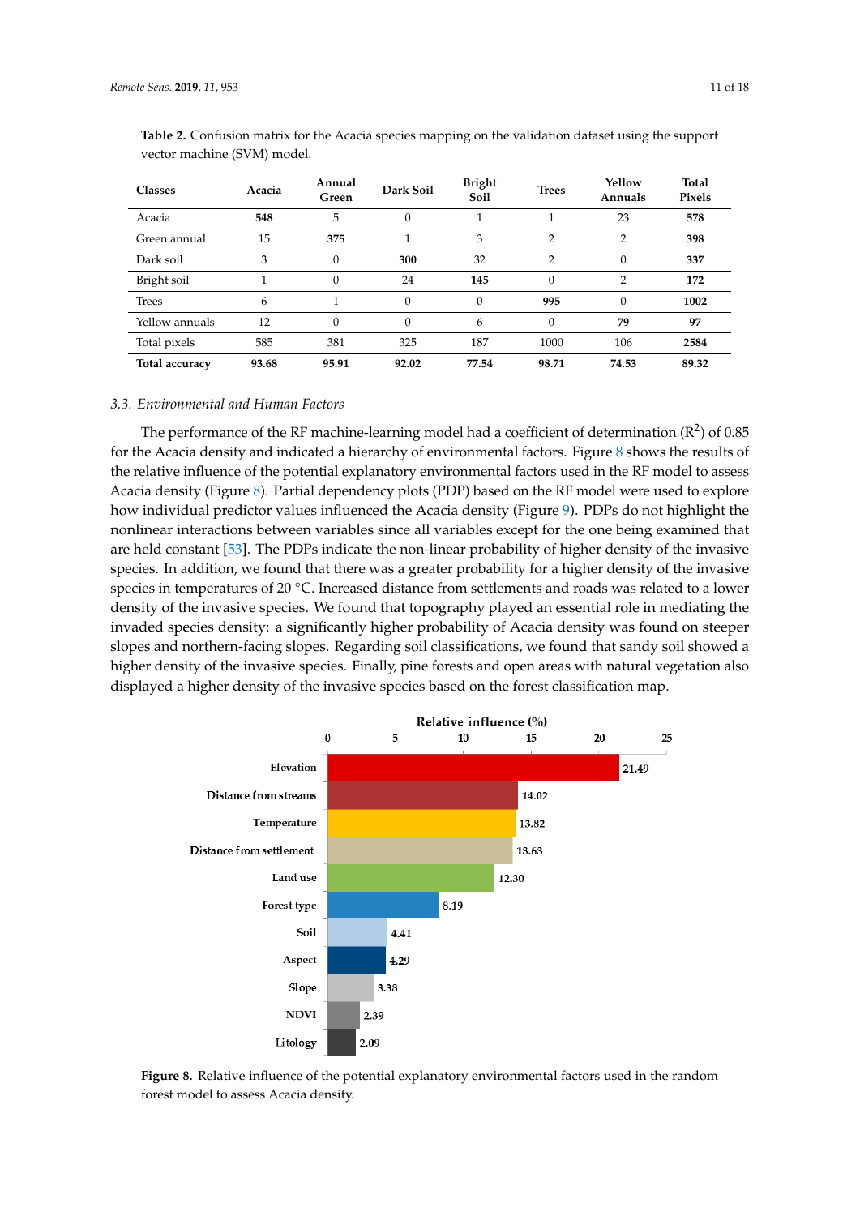**Table 2.** Confusion matrix for the Acacia species mapping on the validation dataset using the support vector machine (SVM) model.

| Classes | Acacia | Annual Green | Dark Soil | Bright Soil | Trees | Yellow Annuals | Total Pixels |
|---|---|---|---|---|---|---|---|
| Acacia | **548** | 5 | 0 | 1 | 1 | 23 | **578** |
| Green annual | 15 | **375** | 1 | 3 | 2 | 2 | **398** |
| Dark soil | 3 | 0 | **300** | 32 | 2 | 0 | **337** |
| Bright soil | 1 | 0 | 24 | **145** | 0 | 2 | **172** |
| Trees | 6 | 1 | 0 | 0 | **995** | 0 | **1002** |
| Yellow annuals | 12 | 0 | 0 | 6 | 0 | **79** | **97** |
| Total pixels | 585 | 381 | 325 | 187 | 1000 | 106 | **2584** |
| **Total accuracy** | **93.68** | **95.91** | **92.02** | **77.54** | **98.71** | **74.53** | **89.32** |

### 3.3. *Environmental and Human Factors*

The performance of the RF machine-learning model had a coefficient of determination ($R^2$) of 0.85 for the Acacia density and indicated a hierarchy of environmental factors. Figure 8 shows the results of the relative influence of the potential explanatory environmental factors used in the RF model to assess Acacia density (Figure 8). Partial dependency plots (PDP) based on the RF model were used to explore how individual predictor values influenced the Acacia density (Figure 9). PDPs do not highlight the nonlinear interactions between variables since all variables except for the one being examined that are held constant [53]. The PDPs indicate the non-linear probability of higher density of the invasive species. In addition, we found that there was a greater probability for a higher density of the invasive species in temperatures of 20 °C. Increased distance from settlements and roads was related to a lower density of the invasive species. We found that topography played an essential role in mediating the invaded species density: a significantly higher probability of Acacia density was found on steeper slopes and northern-facing slopes. Regarding soil classifications, we found that sandy soil showed a higher density of the invasive species. Finally, pine forests and open areas with natural vegetation also displayed a higher density of the invasive species based on the forest classification map.

**Figure 8.** Relative influence of the potential explanatory environmental factors used in the random forest model to assess Acacia density.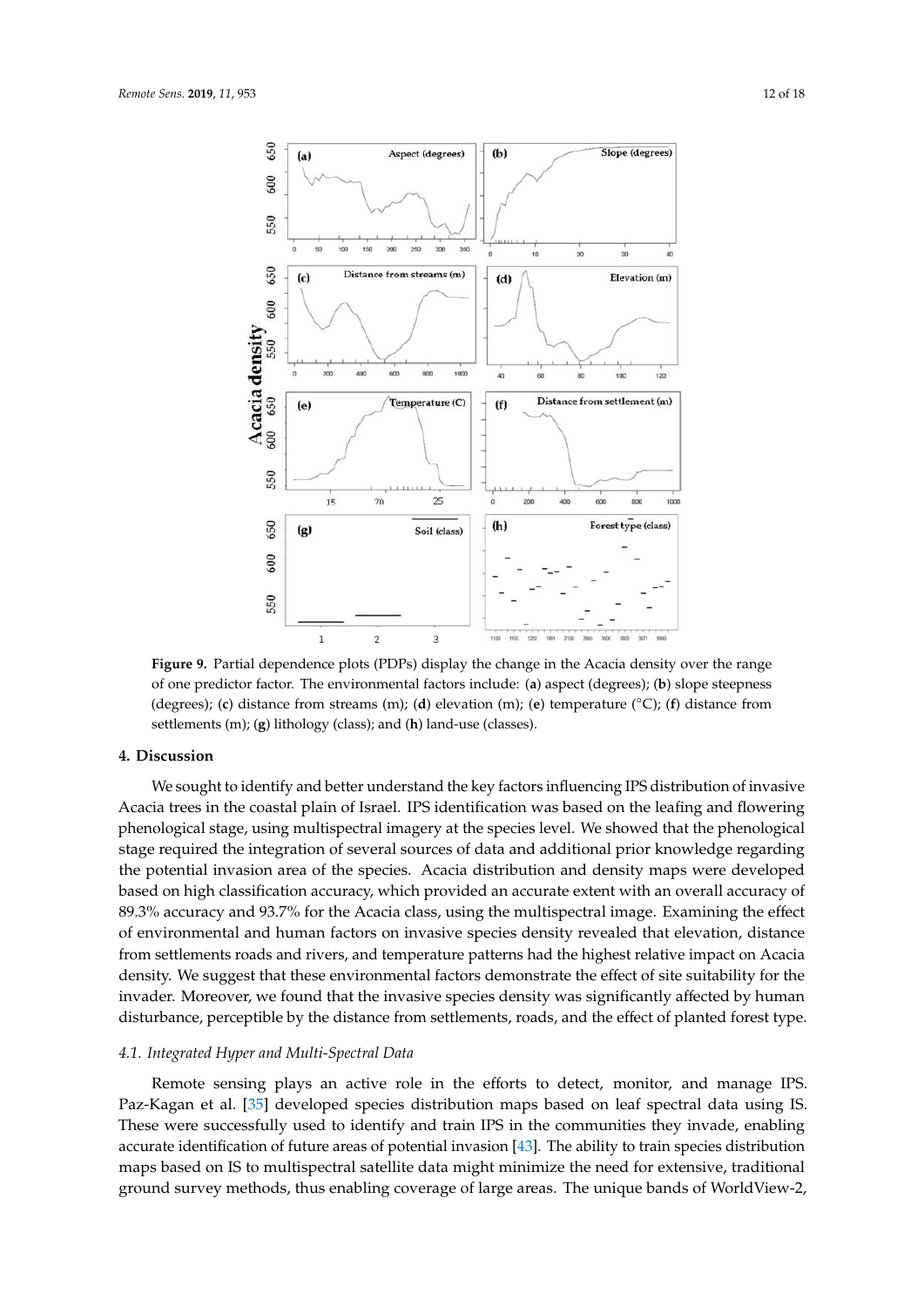**Figure 9.** Partial dependence plots (PDPs) display the change in the Acacia density over the range of one predictor factor. The environmental factors include: (**a**) aspect (degrees); (**b**) slope steepness (degrees); (**c**) distance from streams (m); (**d**) elevation (m); (**e**) temperature (°C); (**f**) distance from settlements (m); (**g**) lithology (class); and (**h**) land-use (classes).

## 4. Discussion

We sought to identify and better understand the key factors influencing IPS distribution of invasive Acacia trees in the coastal plain of Israel. IPS identification was based on the leafing and flowering phenological stage, using multispectral imagery at the species level. We showed that the phenological stage required the integration of several sources of data and additional prior knowledge regarding the potential invasion area of the species. Acacia distribution and density maps were developed based on high classification accuracy, which provided an accurate extent with an overall accuracy of 89.3% accuracy and 93.7% for the Acacia class, using the multispectral image. Examining the effect of environmental and human factors on invasive species density revealed that elevation, distance from settlements roads and rivers, and temperature patterns had the highest relative impact on Acacia density. We suggest that these environmental factors demonstrate the effect of site suitability for the invader. Moreover, we found that the invasive species density was significantly affected by human disturbance, perceptible by the distance from settlements, roads, and the effect of planted forest type.

### *4.1. Integrated Hyper and Multi-Spectral Data*

Remote sensing plays an active role in the efforts to detect, monitor, and manage IPS. Paz-Kagan et al. [35] developed species distribution maps based on leaf spectral data using IS. These were successfully used to identify and train IPS in the communities they invade, enabling accurate identification of future areas of potential invasion [43]. The ability to train species distribution maps based on IS to multispectral satellite data might minimize the need for extensive, traditional ground survey methods, thus enabling coverage of large areas. The unique bands of WorldView-2,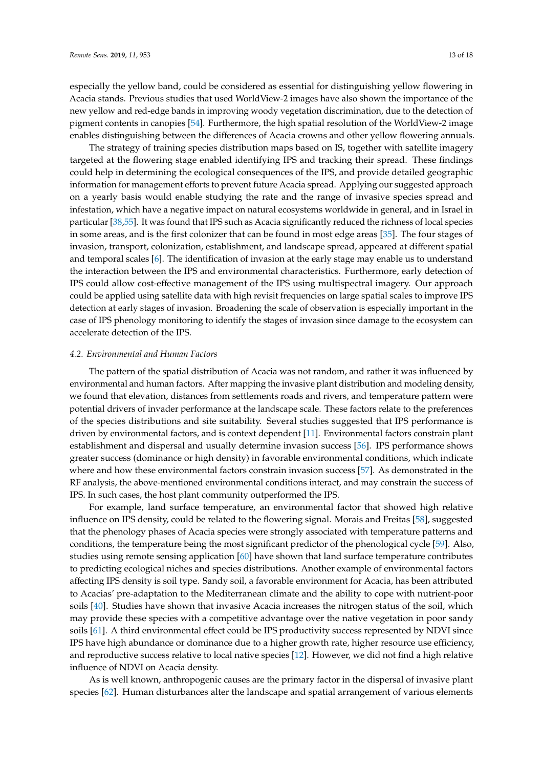especially the yellow band, could be considered as essential for distinguishing yellow flowering in Acacia stands. Previous studies that used WorldView-2 images have also shown the importance of the new yellow and red-edge bands in improving woody vegetation discrimination, due to the detection of pigment contents in canopies [54]. Furthermore, the high spatial resolution of the WorldView-2 image enables distinguishing between the differences of Acacia crowns and other yellow flowering annuals.

The strategy of training species distribution maps based on IS, together with satellite imagery targeted at the flowering stage enabled identifying IPS and tracking their spread. These findings could help in determining the ecological consequences of the IPS, and provide detailed geographic information for management efforts to prevent future Acacia spread. Applying our suggested approach on a yearly basis would enable studying the rate and the range of invasive species spread and infestation, which have a negative impact on natural ecosystems worldwide in general, and in Israel in particular [38,55]. It was found that IPS such as Acacia significantly reduced the richness of local species in some areas, and is the first colonizer that can be found in most edge areas [35]. The four stages of invasion, transport, colonization, establishment, and landscape spread, appeared at different spatial and temporal scales [6]. The identification of invasion at the early stage may enable us to understand the interaction between the IPS and environmental characteristics. Furthermore, early detection of IPS could allow cost-effective management of the IPS using multispectral imagery. Our approach could be applied using satellite data with high revisit frequencies on large spatial scales to improve IPS detection at early stages of invasion. Broadening the scale of observation is especially important in the case of IPS phenology monitoring to identify the stages of invasion since damage to the ecosystem can accelerate detection of the IPS.

### *4.2. Environmental and Human Factors*

The pattern of the spatial distribution of Acacia was not random, and rather it was influenced by environmental and human factors. After mapping the invasive plant distribution and modeling density, we found that elevation, distances from settlements roads and rivers, and temperature pattern were potential drivers of invader performance at the landscape scale. These factors relate to the preferences of the species distributions and site suitability. Several studies suggested that IPS performance is driven by environmental factors, and is context dependent [11]. Environmental factors constrain plant establishment and dispersal and usually determine invasion success [56]. IPS performance shows greater success (dominance or high density) in favorable environmental conditions, which indicate where and how these environmental factors constrain invasion success [57]. As demonstrated in the RF analysis, the above-mentioned environmental conditions interact, and may constrain the success of IPS. In such cases, the host plant community outperformed the IPS.

For example, land surface temperature, an environmental factor that showed high relative influence on IPS density, could be related to the flowering signal. Morais and Freitas [58], suggested that the phenology phases of Acacia species were strongly associated with temperature patterns and conditions, the temperature being the most significant predictor of the phenological cycle [59]. Also, studies using remote sensing application [60] have shown that land surface temperature contributes to predicting ecological niches and species distributions. Another example of environmental factors affecting IPS density is soil type. Sandy soil, a favorable environment for Acacia, has been attributed to Acacias' pre-adaptation to the Mediterranean climate and the ability to cope with nutrient-poor soils [40]. Studies have shown that invasive Acacia increases the nitrogen status of the soil, which may provide these species with a competitive advantage over the native vegetation in poor sandy soils [61]. A third environmental effect could be IPS productivity success represented by NDVI since IPS have high abundance or dominance due to a higher growth rate, higher resource use efficiency, and reproductive success relative to local native species [12]. However, we did not find a high relative influence of NDVI on Acacia density.

As is well known, anthropogenic causes are the primary factor in the dispersal of invasive plant species [62]. Human disturbances alter the landscape and spatial arrangement of various elements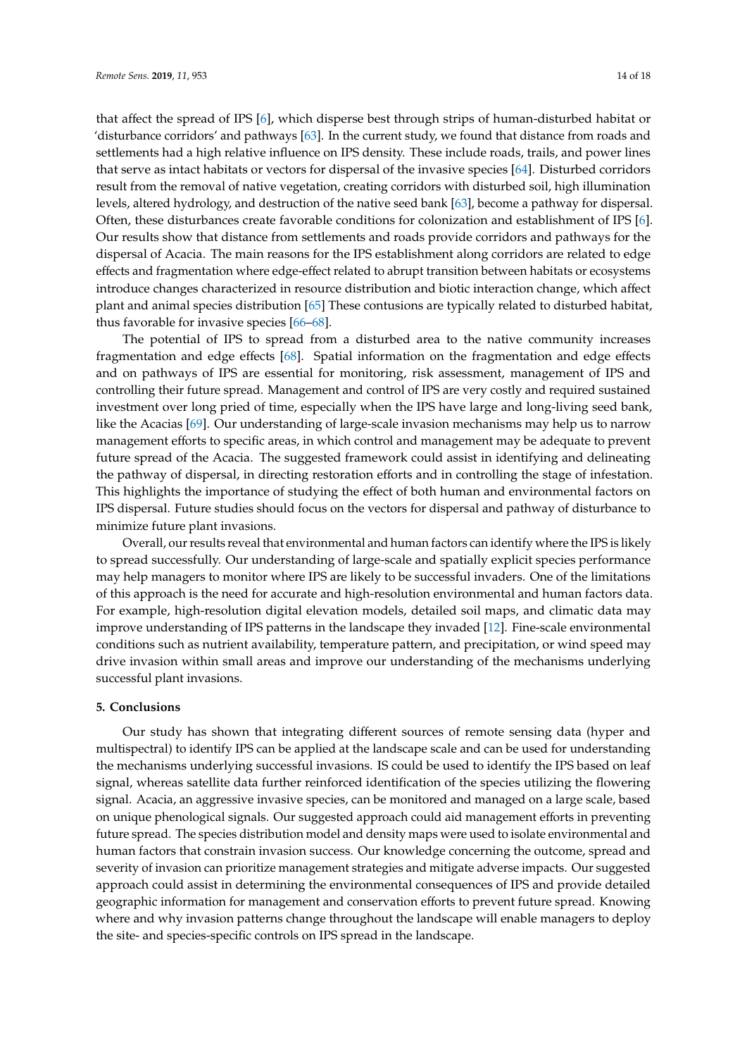that affect the spread of IPS [6], which disperse best through strips of human-disturbed habitat or 'disturbance corridors' and pathways [63]. In the current study, we found that distance from roads and settlements had a high relative influence on IPS density. These include roads, trails, and power lines that serve as intact habitats or vectors for dispersal of the invasive species [64]. Disturbed corridors result from the removal of native vegetation, creating corridors with disturbed soil, high illumination levels, altered hydrology, and destruction of the native seed bank [63], become a pathway for dispersal. Often, these disturbances create favorable conditions for colonization and establishment of IPS [6]. Our results show that distance from settlements and roads provide corridors and pathways for the dispersal of Acacia. The main reasons for the IPS establishment along corridors are related to edge effects and fragmentation where edge-effect related to abrupt transition between habitats or ecosystems introduce changes characterized in resource distribution and biotic interaction change, which affect plant and animal species distribution [65] These contusions are typically related to disturbed habitat, thus favorable for invasive species [66–68].

The potential of IPS to spread from a disturbed area to the native community increases fragmentation and edge effects [68]. Spatial information on the fragmentation and edge effects and on pathways of IPS are essential for monitoring, risk assessment, management of IPS and controlling their future spread. Management and control of IPS are very costly and required sustained investment over long pried of time, especially when the IPS have large and long-living seed bank, like the Acacias [69]. Our understanding of large-scale invasion mechanisms may help us to narrow management efforts to specific areas, in which control and management may be adequate to prevent future spread of the Acacia. The suggested framework could assist in identifying and delineating the pathway of dispersal, in directing restoration efforts and in controlling the stage of infestation. This highlights the importance of studying the effect of both human and environmental factors on IPS dispersal. Future studies should focus on the vectors for dispersal and pathway of disturbance to minimize future plant invasions.

Overall, our results reveal that environmental and human factors can identify where the IPS is likely to spread successfully. Our understanding of large-scale and spatially explicit species performance may help managers to monitor where IPS are likely to be successful invaders. One of the limitations of this approach is the need for accurate and high-resolution environmental and human factors data. For example, high-resolution digital elevation models, detailed soil maps, and climatic data may improve understanding of IPS patterns in the landscape they invaded [12]. Fine-scale environmental conditions such as nutrient availability, temperature pattern, and precipitation, or wind speed may drive invasion within small areas and improve our understanding of the mechanisms underlying successful plant invasions.

## 5. Conclusions

Our study has shown that integrating different sources of remote sensing data (hyper and multispectral) to identify IPS can be applied at the landscape scale and can be used for understanding the mechanisms underlying successful invasions. IS could be used to identify the IPS based on leaf signal, whereas satellite data further reinforced identification of the species utilizing the flowering signal. Acacia, an aggressive invasive species, can be monitored and managed on a large scale, based on unique phenological signals. Our suggested approach could aid management efforts in preventing future spread. The species distribution model and density maps were used to isolate environmental and human factors that constrain invasion success. Our knowledge concerning the outcome, spread and severity of invasion can prioritize management strategies and mitigate adverse impacts. Our suggested approach could assist in determining the environmental consequences of IPS and provide detailed geographic information for management and conservation efforts to prevent future spread. Knowing where and why invasion patterns change throughout the landscape will enable managers to deploy the site- and species-specific controls on IPS spread in the landscape.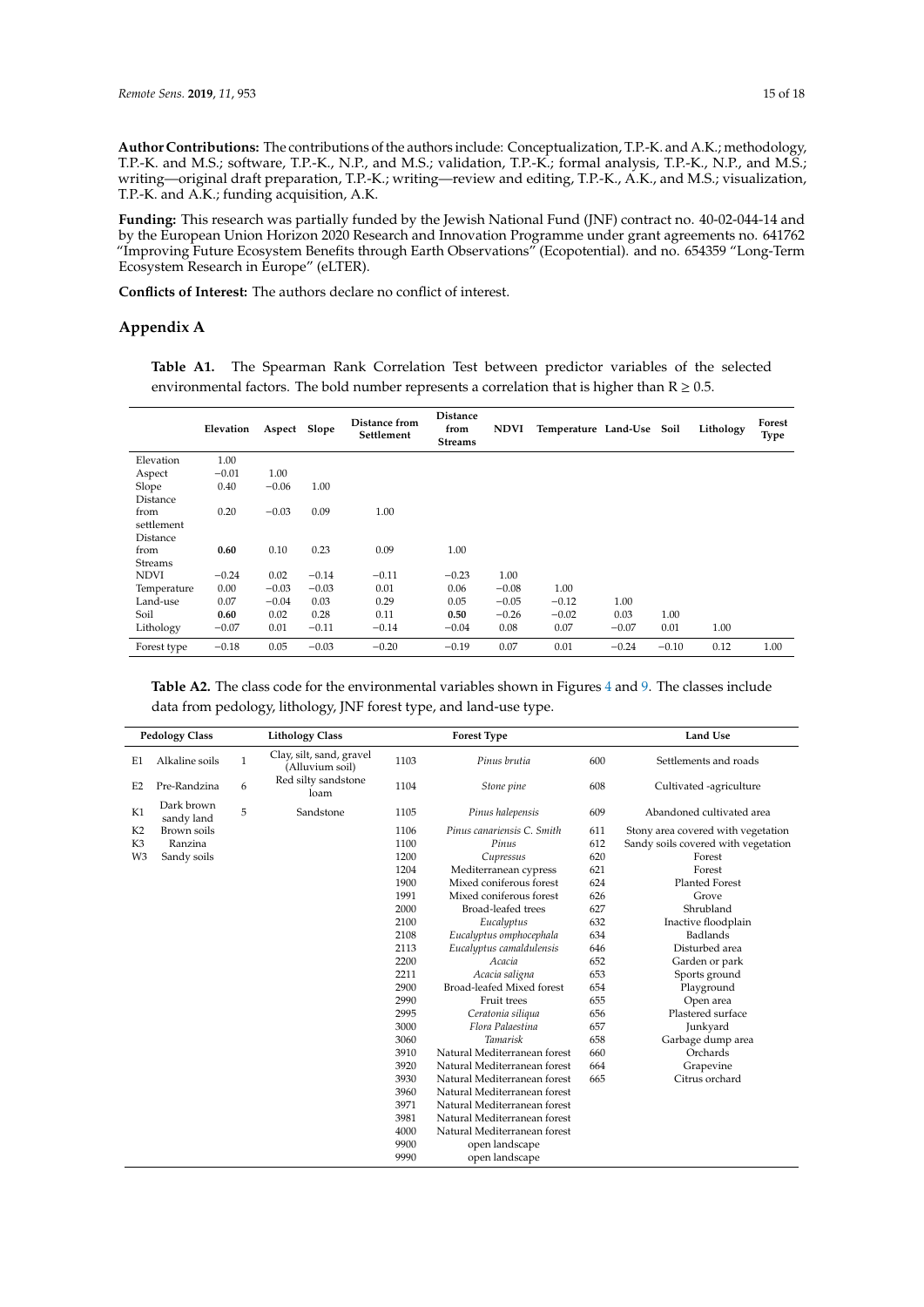**Author Contributions:** The contributions of the authors include: Conceptualization, T.P.-K. and A.K.; methodology, T.P.-K. and M.S.; software, T.P.-K., N.P., and M.S.; validation, T.P.-K.; formal analysis, T.P.-K., N.P., and M.S.; writing—original draft preparation, T.P.-K.; writing—review and editing, T.P.-K., A.K., and M.S.; visualization, T.P.-K. and A.K.; funding acquisition, A.K.

**Funding:** This research was partially funded by the Jewish National Fund (JNF) contract no. 40-02-044-14 and by the European Union Horizon 2020 Research and Innovation Programme under grant agreements no. 641762 "Improving Future Ecosystem Benefits through Earth Observations" (Ecopotential). and no. 654359 "Long-Term Ecosystem Research in Europe" (eLTER).

**Conflicts of Interest:** The authors declare no conflict of interest.

## Appendix A

**Table A1.** The Spearman Rank Correlation Test between predictor variables of the selected environmental factors. The bold number represents a correlation that is higher than $R \geq 0.5$.

| | Elevation | Aspect | Slope | Distance from Settlement | Distance from Streams | NDVI | Temperature | Land-Use | Soil | Lithology | Forest Type |
|---|---|---|---|---|---|---|---|---|---|---|---|
| Elevation | 1.00 | | | | | | | | | | |
| Aspect | −0.01 | 1.00 | | | | | | | | | |
| Slope | 0.40 | −0.06 | 1.00 | | | | | | | | |
| Distance from settlement | 0.20 | −0.03 | 0.09 | 1.00 | | | | | | | |
| Distance from Streams | **0.60** | 0.10 | 0.23 | 0.09 | 1.00 | | | | | | |
| NDVI | −0.24 | 0.02 | −0.14 | −0.11 | −0.23 | 1.00 | | | | | |
| Temperature | 0.00 | −0.03 | −0.03 | 0.01 | 0.06 | −0.08 | 1.00 | | | | |
| Land-use | 0.07 | −0.04 | 0.03 | 0.29 | 0.05 | −0.05 | −0.12 | 1.00 | | | |
| Soil | **0.60** | 0.02 | 0.28 | 0.11 | **0.50** | −0.26 | −0.02 | 0.03 | 1.00 | | |
| Lithology | −0.07 | 0.01 | −0.11 | −0.14 | −0.04 | 0.08 | 0.07 | −0.07 | 0.01 | 1.00 | |
| Forest type | −0.18 | 0.05 | −0.03 | −0.20 | −0.19 | 0.07 | 0.01 | −0.24 | −0.10 | 0.12 | 1.00 |

**Table A2.** The class code for the environmental variables shown in Figures 4 and 9. The classes include data from pedology, lithology, JNF forest type, and land-use type.

| Pedology Class | | Lithology Class | | Forest Type | | Land Use | |
|---|---|---|---|---|---|---|---|
| E1 | Alkaline soils | 1 | Clay, silt, sand, gravel (Alluvium soil) | 1103 | *Pinus brutia* | 600 | Settlements and roads |
| E2 | Pre-Randzina | 6 | Red silty sandstone loam | 1104 | Stone pine | 608 | Cultivated -agriculture |
| K1 | Dark brown sandy land | 5 | Sandstone | 1105 | *Pinus halepensis* | 609 | Abandoned cultivated area |
| K2 | Brown soils | | | 1106 | *Pinus canariensis C. Smith* | 611 | Stony area covered with vegetation |
| K3 | Ranzina | | | 1100 | *Pinus* | 612 | Sandy soils covered with vegetation |
| W3 | Sandy soils | | | 1200 | *Cupressus* | 620 | Forest |
| | | | | 1204 | Mediterranean cypress | 621 | Forest |
| | | | | 1900 | Mixed coniferous forest | 624 | Planted Forest |
| | | | | 1991 | Mixed coniferous forest | 626 | Grove |
| | | | | 2000 | Broad-leafed trees | 627 | Shrubland |
| | | | | 2100 | *Eucalyptus* | 632 | Inactive floodplain |
| | | | | 2108 | *Eucalyptus omphocephala* | 634 | Badlands |
| | | | | 2113 | *Eucalyptus camaldulensis* | 646 | Disturbed area |
| | | | | 2200 | *Acacia* | 652 | Garden or park |
| | | | | 2211 | *Acacia saligna* | 653 | Sports ground |
| | | | | 2900 | Broad-leafed Mixed forest | 654 | Playground |
| | | | | 2990 | Fruit trees | 655 | Open area |
| | | | | 2995 | *Ceratonia siliqua* | 656 | Plastered surface |
| | | | | 3000 | *Flora Palaestina* | 657 | Junkyard |
| | | | | 3060 | *Tamarisk* | 658 | Garbage dump area |
| | | | | 3910 | Natural Mediterranean forest | 660 | Orchards |
| | | | | 3920 | Natural Mediterranean forest | 664 | Grapevine |
| | | | | 3930 | Natural Mediterranean forest | 665 | Citrus orchard |
| | | | | 3960 | Natural Mediterranean forest | | |
| | | | | 3971 | Natural Mediterranean forest | | |
| | | | | 3981 | Natural Mediterranean forest | | |
| | | | | 4000 | Natural Mediterranean forest | | |
| | | | | 9900 | open landscape | | |
| | | | | 9990 | open landscape | | |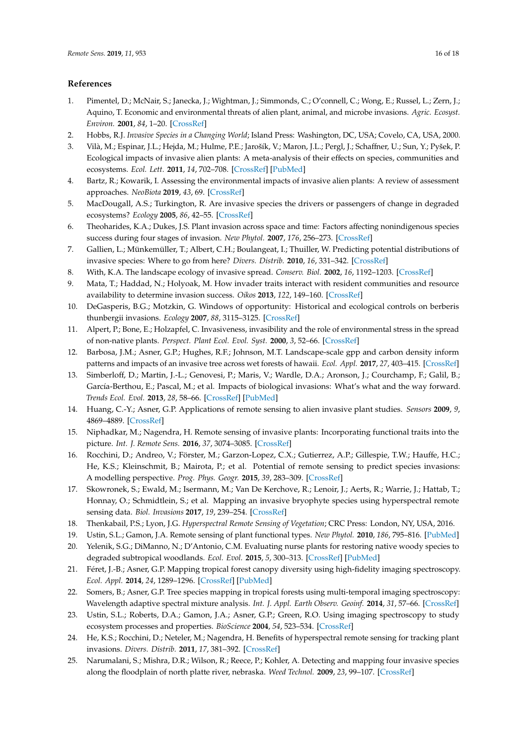## References

1. Pimentel, D.; McNair, S.; Janecka, J.; Wightman, J.; Simmonds, C.; O'connell, C.; Wong, E.; Russel, L.; Zern, J.; Aquino, T. Economic and environmental threats of alien plant, animal, and microbe invasions. *Agric. Ecosyst. Environ.* **2001**, *84*, 1–20. [CrossRef]
2. Hobbs, R.J. *Invasive Species in a Changing World*; Island Press: Washington, DC, USA; Covelo, CA, USA, 2000.
3. Vilà, M.; Espinar, J.L.; Hejda, M.; Hulme, P.E.; Jarošík, V.; Maron, J.L.; Pergl, J.; Schaffner, U.; Sun, Y.; Pyšek, P. Ecological impacts of invasive alien plants: A meta-analysis of their effects on species, communities and ecosystems. *Ecol. Lett.* **2011**, *14*, 702–708. [CrossRef] [PubMed]
4. Bartz, R.; Kowarik, I. Assessing the environmental impacts of invasive alien plants: A review of assessment approaches. *NeoBiota* **2019**, *43*, 69. [CrossRef]
5. MacDougall, A.S.; Turkington, R. Are invasive species the drivers or passengers of change in degraded ecosystems? *Ecology* **2005**, *86*, 42–55. [CrossRef]
6. Theoharides, K.A.; Dukes, J.S. Plant invasion across space and time: Factors affecting nonindigenous species success during four stages of invasion. *New Phytol.* **2007**, *176*, 256–273. [CrossRef]
7. Gallien, L.; Münkemüller, T.; Albert, C.H.; Boulangeat, I.; Thuiller, W. Predicting potential distributions of invasive species: Where to go from here? *Divers. Distrib.* **2010**, *16*, 331–342. [CrossRef]
8. With, K.A. The landscape ecology of invasive spread. *Conserv. Biol.* **2002**, *16*, 1192–1203. [CrossRef]
9. Mata, T.; Haddad, N.; Holyoak, M. How invader traits interact with resident communities and resource availability to determine invasion success. *Oikos* **2013**, *122*, 149–160. [CrossRef]
10. DeGasperis, B.G.; Motzkin, G. Windows of opportunity: Historical and ecological controls on berberis thunbergii invasions. *Ecology* **2007**, *88*, 3115–3125. [CrossRef]
11. Alpert, P.; Bone, E.; Holzapfel, C. Invasiveness, invasibility and the role of environmental stress in the spread of non-native plants. *Perspect. Plant Ecol. Evol. Syst.* **2000**, *3*, 52–66. [CrossRef]
12. Barbosa, J.M.; Asner, G.P.; Hughes, R.F.; Johnson, M.T. Landscape-scale gpp and carbon density inform patterns and impacts of an invasive tree across wet forests of hawaii. *Ecol. Appl.* **2017**, *27*, 403–415. [CrossRef]
13. Simberloff, D.; Martin, J.-L.; Genovesi, P.; Maris, V.; Wardle, D.A.; Aronson, J.; Courchamp, F.; Galil, B.; García-Berthou, E.; Pascal, M.; et al. Impacts of biological invasions: What's what and the way forward. *Trends Ecol. Evol.* **2013**, *28*, 58–66. [CrossRef] [PubMed]
14. Huang, C.-Y.; Asner, G.P. Applications of remote sensing to alien invasive plant studies. *Sensors* **2009**, *9*, 4869–4889. [CrossRef]
15. Niphadkar, M.; Nagendra, H. Remote sensing of invasive plants: Incorporating functional traits into the picture. *Int. J. Remote Sens.* **2016**, *37*, 3074–3085. [CrossRef]
16. Rocchini, D.; Andreo, V.; Förster, M.; Garzon-Lopez, C.X.; Gutierrez, A.P.; Gillespie, T.W.; Hauffe, H.C.; He, K.S.; Kleinschmit, B.; Mairota, P.; et al. Potential of remote sensing to predict species invasions: A modelling perspective. *Prog. Phys. Geogr.* **2015**, *39*, 283–309. [CrossRef]
17. Skowronek, S.; Ewald, M.; Isermann, M.; Van De Kerchove, R.; Lenoir, J.; Aerts, R.; Warrie, J.; Hattab, T.; Honnay, O.; Schmidtlein, S.; et al. Mapping an invasive bryophyte species using hyperspectral remote sensing data. *Biol. Invasions* **2017**, *19*, 239–254. [CrossRef]
18. Thenkabail, P.S.; Lyon, J.G. *Hyperspectral Remote Sensing of Vegetation*; CRC Press: London, NY, USA, 2016.
19. Ustin, S.L.; Gamon, J.A. Remote sensing of plant functional types. *New Phytol.* **2010**, *186*, 795–816. [PubMed]
20. Yelenik, S.G.; DiManno, N.; D'Antonio, C.M. Evaluating nurse plants for restoring native woody species to degraded subtropical woodlands. *Ecol. Evol.* **2015**, *5*, 300–313. [CrossRef] [PubMed]
21. Féret, J.-B.; Asner, G.P. Mapping tropical forest canopy diversity using high-fidelity imaging spectroscopy. *Ecol. Appl.* **2014**, *24*, 1289–1296. [CrossRef] [PubMed]
22. Somers, B.; Asner, G.P. Tree species mapping in tropical forests using multi-temporal imaging spectroscopy: Wavelength adaptive spectral mixture analysis. *Int. J. Appl. Earth Observ. Geoinf.* **2014**, *31*, 57–66. [CrossRef]
23. Ustin, S.L.; Roberts, D.A.; Gamon, J.A.; Asner, G.P.; Green, R.O. Using imaging spectroscopy to study ecosystem processes and properties. *BioScience* **2004**, *54*, 523–534. [CrossRef]
24. He, K.S.; Rocchini, D.; Neteler, M.; Nagendra, H. Benefits of hyperspectral remote sensing for tracking plant invasions. *Divers. Distrib.* **2011**, *17*, 381–392. [CrossRef]
25. Narumalani, S.; Mishra, D.R.; Wilson, R.; Reece, P.; Kohler, A. Detecting and mapping four invasive species along the floodplain of north platte river, nebraska. *Weed Technol.* **2009**, *23*, 99–107. [CrossRef]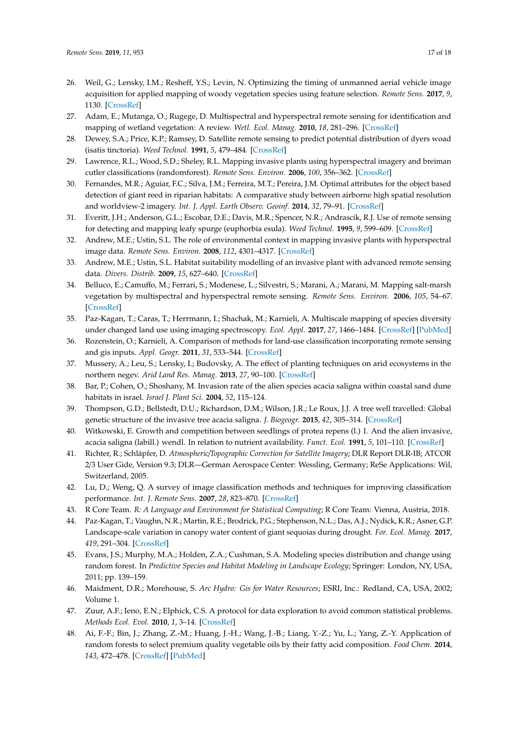26. Weil, G.; Lensky, I.M.; Resheff, Y.S.; Levin, N. Optimizing the timing of unmanned aerial vehicle image acquisition for applied mapping of woody vegetation species using feature selection. *Remote Sens.* **2017**, *9*, 1130. [CrossRef]
27. Adam, E.; Mutanga, O.; Rugege, D. Multispectral and hyperspectral remote sensing for identification and mapping of wetland vegetation: A review. *Wetl. Ecol. Manag.* **2010**, *18*, 281–296. [CrossRef]
28. Dewey, S.A.; Price, K.P.; Ramsey, D. Satellite remote sensing to predict potential distribution of dyers woad (isatis tinctoria). *Weed Technol.* **1991**, *5*, 479–484. [CrossRef]
29. Lawrence, R.L.; Wood, S.D.; Sheley, R.L. Mapping invasive plants using hyperspectral imagery and breiman cutler classifications (randomforest). *Remote Sens. Environ.* **2006**, *100*, 356–362. [CrossRef]
30. Fernandes, M.R.; Aguiar, F.C.; Silva, J.M.; Ferreira, M.T.; Pereira, J.M. Optimal attributes for the object based detection of giant reed in riparian habitats: A comparative study between airborne high spatial resolution and worldview-2 imagery. *Int. J. Appl. Earth Observ. Geoinf.* **2014**, *32*, 79–91. [CrossRef]
31. Everitt, J.H.; Anderson, G.L.; Escobar, D.E.; Davis, M.R.; Spencer, N.R.; Andrascik, R.J. Use of remote sensing for detecting and mapping leafy spurge (euphorbia esula). *Weed Technol.* **1995**, *9*, 599–609. [CrossRef]
32. Andrew, M.E.; Ustin, S.L. The role of environmental context in mapping invasive plants with hyperspectral image data. *Remote Sens. Environ.* **2008**, *112*, 4301–4317. [CrossRef]
33. Andrew, M.E.; Ustin, S.L. Habitat suitability modelling of an invasive plant with advanced remote sensing data. *Divers. Distrib.* **2009**, *15*, 627–640. [CrossRef]
34. Belluco, E.; Camuffo, M.; Ferrari, S.; Modenese, L.; Silvestri, S.; Marani, A.; Marani, M. Mapping salt-marsh vegetation by multispectral and hyperspectral remote sensing. *Remote Sens. Environ.* **2006**, *105*, 54–67. [CrossRef]
35. Paz-Kagan, T.; Caras, T.; Herrmann, I.; Shachak, M.; Karnieli, A. Multiscale mapping of species diversity under changed land use using imaging spectroscopy. *Ecol. Appl.* **2017**, *27*, 1466–1484. [CrossRef] [PubMed]
36. Rozenstein, O.; Karnieli, A. Comparison of methods for land-use classification incorporating remote sensing and gis inputs. *Appl. Geogr.* **2011**, *31*, 533–544. [CrossRef]
37. Mussery, A.; Leu, S.; Lensky, I.; Budovsky, A. The effect of planting techniques on arid ecosystems in the northern negev. *Arid Land Res. Manag.* **2013**, *27*, 90–100. [CrossRef]
38. Bar, P.; Cohen, O.; Shoshany, M. Invasion rate of the alien species acacia saligna within coastal sand dune habitats in israel. *Israel J. Plant Sci.* **2004**, *52*, 115–124.
39. Thompson, G.D.; Bellstedt, D.U.; Richardson, D.M.; Wilson, J.R.; Le Roux, J.J. A tree well travelled: Global genetic structure of the invasive tree acacia saligna. *J. Biogeogr.* **2015**, *42*, 305–314. [CrossRef]
40. Witkowski, E. Growth and competition between seedlings of protea repens (l.) l. And the alien invasive, acacia saligna (labill.) wendl. In relation to nutrient availability. *Funct. Ecol.* **1991**, *5*, 101–110. [CrossRef]
41. Richter, R.; Schläpfer, D. *Atmospheric/Topographic Correction for Satellite Imagery*; DLR Report DLR-IB; ATCOR 2/3 User Gide, Version 9.3; DLR—German Aerospace Center: Wessling, Germany; ReSe Applications: Wil, Switzerland, 2005.
42. Lu, D.; Weng, Q. A survey of image classification methods and techniques for improving classification performance. *Int. J. Remote Sens.* **2007**, *28*, 823–870. [CrossRef]
43. R Core Team. *R: A Language and Environment for Statistical Computing*; R Core Team: Vienna, Austria, 2018.
44. Paz-Kagan, T.; Vaughn, N.R.; Martin, R.E.; Brodrick, P.G.; Stephenson, N.L.; Das, A.J.; Nydick, K.R.; Asner, G.P. Landscape-scale variation in canopy water content of giant sequoias during drought. *For. Ecol. Manag.* **2017**, *419*, 291–304. [CrossRef]
45. Evans, J.S.; Murphy, M.A.; Holden, Z.A.; Cushman, S.A. Modeling species distribution and change using random forest. In *Predictive Species and Habitat Modeling in Landscape Ecology*; Springer: London, NY, USA, 2011; pp. 139–159.
46. Maidment, D.R.; Morehouse, S. *Arc Hydro: Gis for Water Resources*; ESRI, Inc.: Redland, CA, USA, 2002; Volume 1.
47. Zuur, A.F.; Ieno, E.N.; Elphick, C.S. A protocol for data exploration to avoid common statistical problems. *Methods Ecol. Evol.* **2010**, *1*, 3–14. [CrossRef]
48. Ai, F.-F.; Bin, J.; Zhang, Z.-M.; Huang, J.-H.; Wang, J.-B.; Liang, Y.-Z.; Yu, L.; Yang, Z.-Y. Application of random forests to select premium quality vegetable oils by their fatty acid composition. *Food Chem.* **2014**, *143*, 472–478. [CrossRef] [PubMed]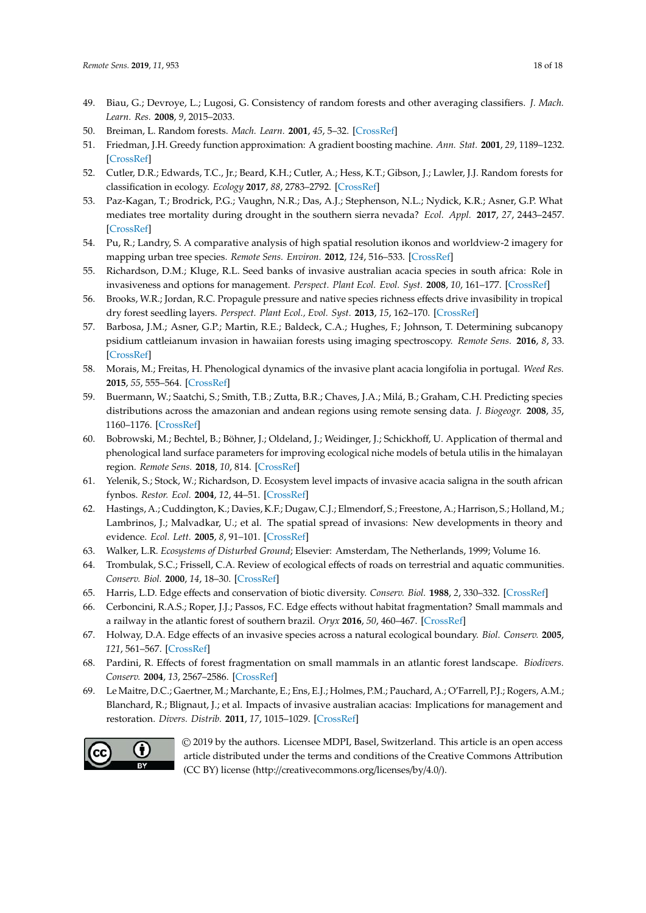49. Biau, G.; Devroye, L.; Lugosi, G. Consistency of random forests and other averaging classifiers. *J. Mach. Learn. Res.* **2008**, *9*, 2015–2033.
50. Breiman, L. Random forests. *Mach. Learn.* **2001**, *45*, 5–32. [CrossRef]
51. Friedman, J.H. Greedy function approximation: A gradient boosting machine. *Ann. Stat.* **2001**, *29*, 1189–1232. [CrossRef]
52. Cutler, D.R.; Edwards, T.C., Jr.; Beard, K.H.; Cutler, A.; Hess, K.T.; Gibson, J.; Lawler, J.J. Random forests for classification in ecology. *Ecology* **2017**, *88*, 2783–2792. [CrossRef]
53. Paz-Kagan, T.; Brodrick, P.G.; Vaughn, N.R.; Das, A.J.; Stephenson, N.L.; Nydick, K.R.; Asner, G.P. What mediates tree mortality during drought in the southern sierra nevada? *Ecol. Appl.* **2017**, *27*, 2443–2457. [CrossRef]
54. Pu, R.; Landry, S. A comparative analysis of high spatial resolution ikonos and worldview-2 imagery for mapping urban tree species. *Remote Sens. Environ.* **2012**, *124*, 516–533. [CrossRef]
55. Richardson, D.M.; Kluge, R.L. Seed banks of invasive australian acacia species in south africa: Role in invasiveness and options for management. *Perspect. Plant Ecol. Evol. Syst.* **2008**, *10*, 161–177. [CrossRef]
56. Brooks, W.R.; Jordan, R.C. Propagule pressure and native species richness effects drive invasibility in tropical dry forest seedling layers. *Perspect. Plant Ecol., Evol. Syst.* **2013**, *15*, 162–170. [CrossRef]
57. Barbosa, J.M.; Asner, G.P.; Martin, R.E.; Baldeck, C.A.; Hughes, F.; Johnson, T. Determining subcanopy psidium cattleianum invasion in hawaiian forests using imaging spectroscopy. *Remote Sens.* **2016**, *8*, 33. [CrossRef]
58. Morais, M.; Freitas, H. Phenological dynamics of the invasive plant acacia longifolia in portugal. *Weed Res.* **2015**, *55*, 555–564. [CrossRef]
59. Buermann, W.; Saatchi, S.; Smith, T.B.; Zutta, B.R.; Chaves, J.A.; Milá, B.; Graham, C.H. Predicting species distributions across the amazonian and andean regions using remote sensing data. *J. Biogeogr.* **2008**, *35*, 1160–1176. [CrossRef]
60. Bobrowski, M.; Bechtel, B.; Böhner, J.; Oldeland, J.; Weidinger, J.; Schickhoff, U. Application of thermal and phenological land surface parameters for improving ecological niche models of betula utilis in the himalayan region. *Remote Sens.* **2018**, *10*, 814. [CrossRef]
61. Yelenik, S.; Stock, W.; Richardson, D. Ecosystem level impacts of invasive acacia saligna in the south african fynbos. *Restor. Ecol.* **2004**, *12*, 44–51. [CrossRef]
62. Hastings, A.; Cuddington, K.; Davies, K.F.; Dugaw, C.J.; Elmendorf, S.; Freestone, A.; Harrison, S.; Holland, M.; Lambrinos, J.; Malvadkar, U.; et al. The spatial spread of invasions: New developments in theory and evidence. *Ecol. Lett.* **2005**, *8*, 91–101. [CrossRef]
63. Walker, L.R. *Ecosystems of Disturbed Ground*; Elsevier: Amsterdam, The Netherlands, 1999; Volume 16.
64. Trombulak, S.C.; Frissell, C.A. Review of ecological effects of roads on terrestrial and aquatic communities. *Conserv. Biol.* **2000**, *14*, 18–30. [CrossRef]
65. Harris, L.D. Edge effects and conservation of biotic diversity. *Conserv. Biol.* **1988**, *2*, 330–332. [CrossRef]
66. Cerboncini, R.A.S.; Roper, J.J.; Passos, F.C. Edge effects without habitat fragmentation? Small mammals and a railway in the atlantic forest of southern brazil. *Oryx* **2016**, *50*, 460–467. [CrossRef]
67. Holway, D.A. Edge effects of an invasive species across a natural ecological boundary. *Biol. Conserv.* **2005**, *121*, 561–567. [CrossRef]
68. Pardini, R. Effects of forest fragmentation on small mammals in an atlantic forest landscape. *Biodivers. Conserv.* **2004**, *13*, 2567–2586. [CrossRef]
69. Le Maitre, D.C.; Gaertner, M.; Marchante, E.; Ens, E.J.; Holmes, P.M.; Pauchard, A.; O'Farrell, P.J.; Rogers, A.M.; Blanchard, R.; Blignaut, J.; et al. Impacts of invasive australian acacias: Implications for management and restoration. *Divers. Distrib.* **2011**, *17*, 1015–1029. [CrossRef]

© 2019 by the authors. Licensee MDPI, Basel, Switzerland. This article is an open access article distributed under the terms and conditions of the Creative Commons Attribution (CC BY) license (http://creativecommons.org/licenses/by/4.0/).